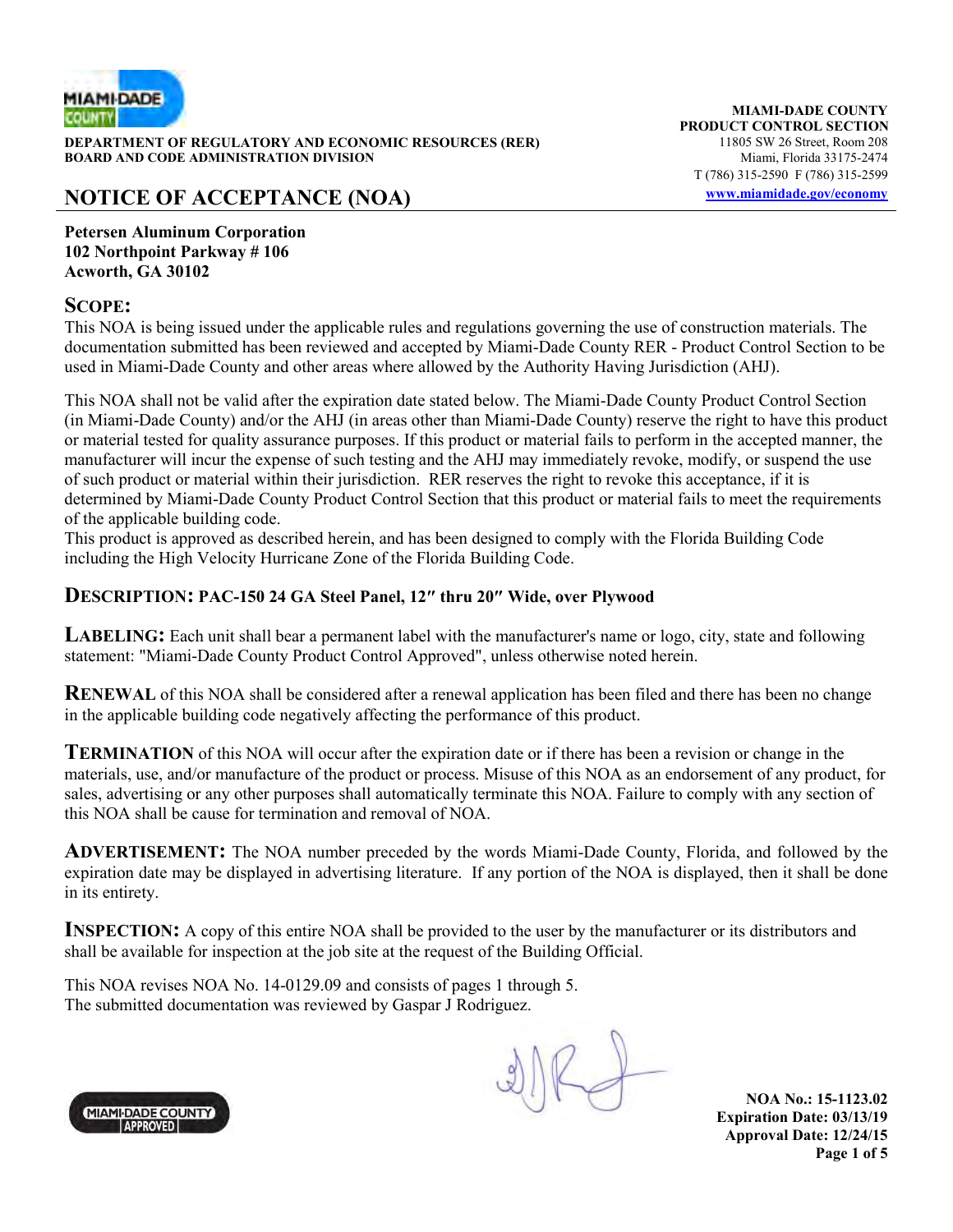**DEPARTMENT OF REGULATORY AND ECONOMIC RESOURCES (RER)**
**BOARD AND CODE ADMINISTRATION DIVISION**

**MIAMI-DADE COUNTY**
**PRODUCT CONTROL SECTION**
11805 SW 26 Street, Room 208
Miami, Florida 33175-2474
T (786) 315-2590 F (786) 315-2599
www.miamidade.gov/economy

# NOTICE OF ACCEPTANCE (NOA)

**Petersen Aluminum Corporation**
**102 Northpoint Parkway # 106**
**Acworth, GA 30102**

## SCOPE:

This NOA is being issued under the applicable rules and regulations governing the use of construction materials. The documentation submitted has been reviewed and accepted by Miami-Dade County RER - Product Control Section to be used in Miami-Dade County and other areas where allowed by the Authority Having Jurisdiction (AHJ).

This NOA shall not be valid after the expiration date stated below. The Miami-Dade County Product Control Section (in Miami-Dade County) and/or the AHJ (in areas other than Miami-Dade County) reserve the right to have this product or material tested for quality assurance purposes. If this product or material fails to perform in the accepted manner, the manufacturer will incur the expense of such testing and the AHJ may immediately revoke, modify, or suspend the use of such product or material within their jurisdiction. RER reserves the right to revoke this acceptance, if it is determined by Miami-Dade County Product Control Section that this product or material fails to meet the requirements of the applicable building code.
This product is approved as described herein, and has been designed to comply with the Florida Building Code including the High Velocity Hurricane Zone of the Florida Building Code.

**DESCRIPTION: PAC-150 24 GA Steel Panel, 12″ thru 20″ Wide, over Plywood**

**LABELING:** Each unit shall bear a permanent label with the manufacturer's name or logo, city, state and following statement: "Miami-Dade County Product Control Approved", unless otherwise noted herein.

**RENEWAL** of this NOA shall be considered after a renewal application has been filed and there has been no change in the applicable building code negatively affecting the performance of this product.

**TERMINATION** of this NOA will occur after the expiration date or if there has been a revision or change in the materials, use, and/or manufacture of the product or process. Misuse of this NOA as an endorsement of any product, for sales, advertising or any other purposes shall automatically terminate this NOA. Failure to comply with any section of this NOA shall be cause for termination and removal of NOA.

**ADVERTISEMENT:** The NOA number preceded by the words Miami-Dade County, Florida, and followed by the expiration date may be displayed in advertising literature. If any portion of the NOA is displayed, then it shall be done in its entirety.

**INSPECTION:** A copy of this entire NOA shall be provided to the user by the manufacturer or its distributors and shall be available for inspection at the job site at the request of the Building Official.

This NOA revises NOA No. 14-0129.09 and consists of pages 1 through 5.
The submitted documentation was reviewed by Gaspar J Rodriguez.

**NOA No.: 15-1123.02**
**Expiration Date: 03/13/19**
**Approval Date: 12/24/15**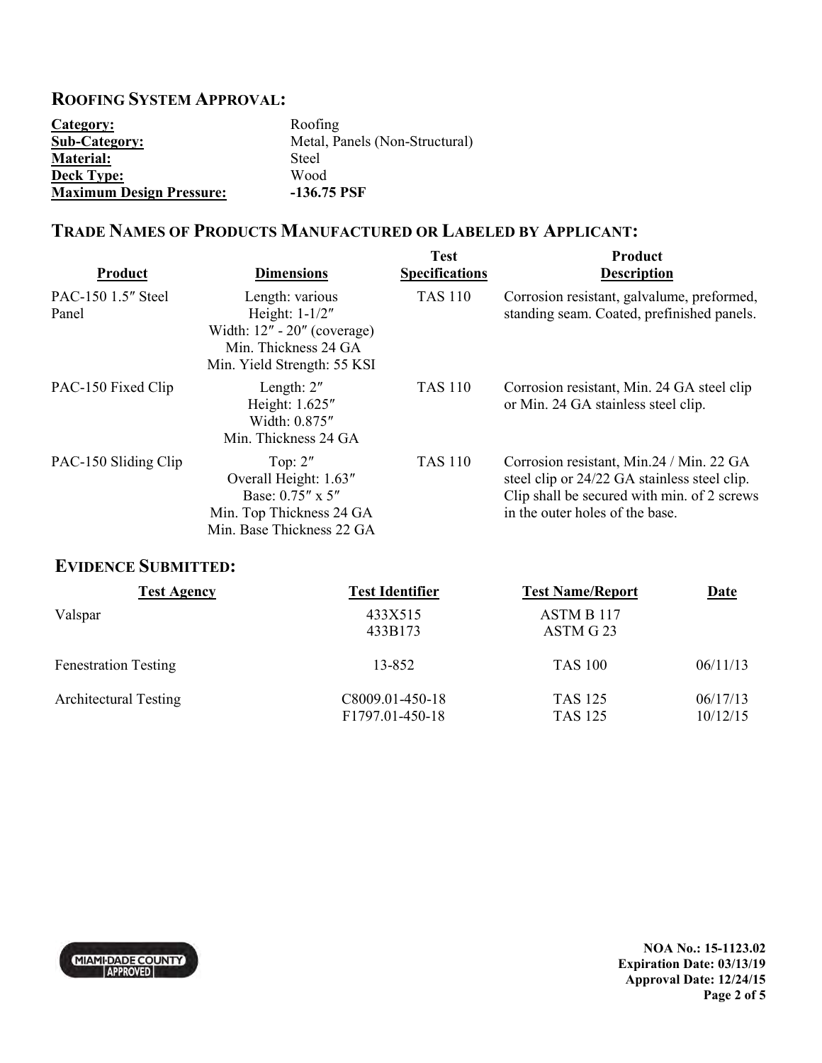## ROOFING SYSTEM APPROVAL:

| | |
|---|---|
| **Category:** | Roofing |
| **Sub-Category:** | Metal, Panels (Non-Structural) |
| **Material:** | Steel |
| **Deck Type:** | Wood |
| **Maximum Design Pressure:** | **-136.75 PSF** |

## TRADE NAMES OF PRODUCTS MANUFACTURED OR LABELED BY APPLICANT:

| Product | Dimensions | Test Specifications | Product Description |
|---|---|---|---|
| PAC-150 1.5″ Steel Panel | Length: various<br>Height: 1-1/2″<br>Width: 12″ - 20″ (coverage)<br>Min. Thickness 24 GA<br>Min. Yield Strength: 55 KSI | TAS 110 | Corrosion resistant, galvalume, preformed, standing seam. Coated, prefinished panels. |
| PAC-150 Fixed Clip | Length: 2″<br>Height: 1.625″<br>Width: 0.875″<br>Min. Thickness 24 GA | TAS 110 | Corrosion resistant, Min. 24 GA steel clip or Min. 24 GA stainless steel clip. |
| PAC-150 Sliding Clip | Top: 2″<br>Overall Height: 1.63″<br>Base: 0.75″ x 5″<br>Min. Top Thickness 24 GA<br>Min. Base Thickness 22 GA | TAS 110 | Corrosion resistant, Min.24 / Min. 22 GA steel clip or 24/22 GA stainless steel clip. Clip shall be secured with min. of 2 screws in the outer holes of the base. |

## EVIDENCE SUBMITTED:

| Test Agency | Test Identifier | Test Name/Report | Date |
|---|---|---|---|
| Valspar | 433X515<br>433B173 | ASTM B 117<br>ASTM G 23 | |
| Fenestration Testing | 13-852 | TAS 100 | 06/11/13 |
| Architectural Testing | C8009.01-450-18<br>F1797.01-450-18 | TAS 125<br>TAS 125 | 06/17/13<br>10/12/15 |

**NOA No.: 15-1123.02**
**Expiration Date: 03/13/19**
**Approval Date: 12/24/15**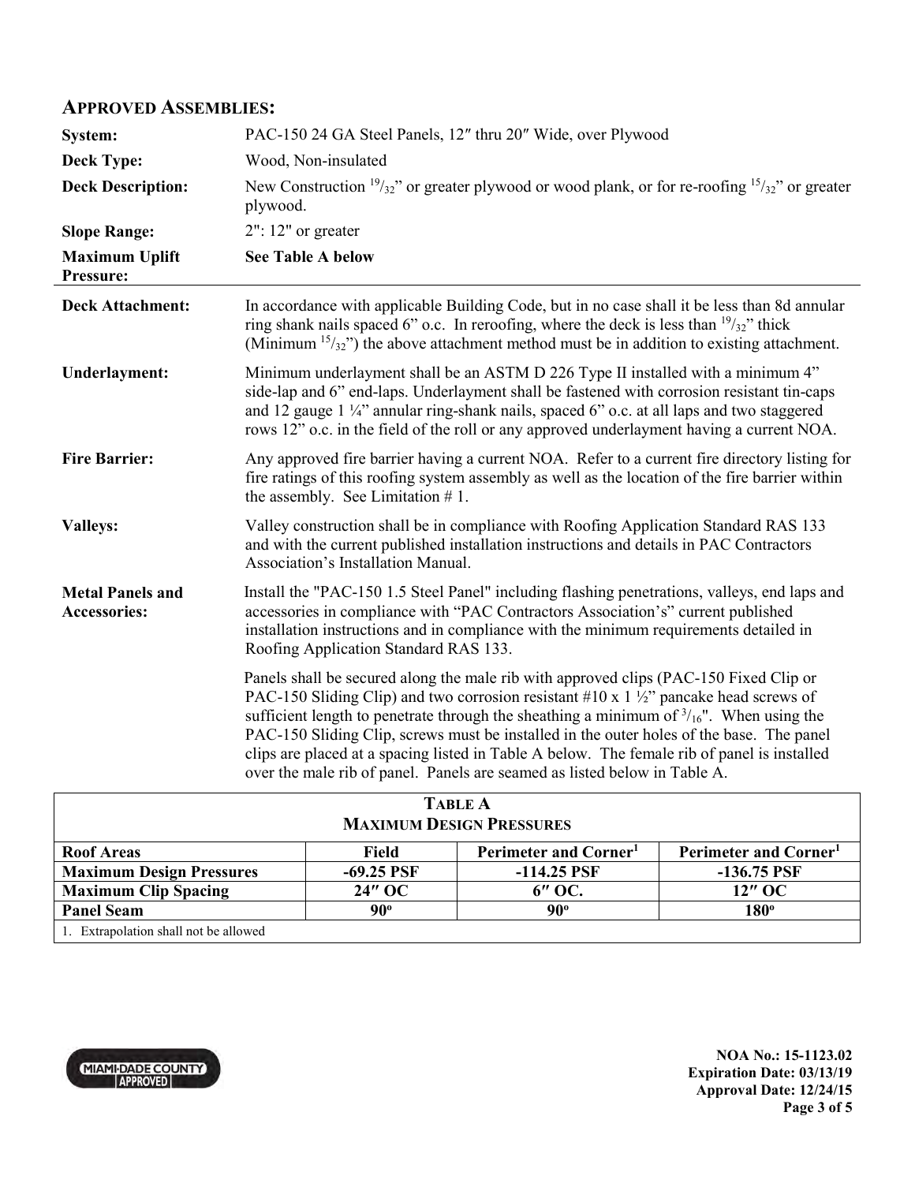## APPROVED ASSEMBLIES:

| | |
|---|---|
| **System:** | PAC-150 24 GA Steel Panels, 12″ thru 20″ Wide, over Plywood |
| **Deck Type:** | Wood, Non-insulated |
| **Deck Description:** | New Construction $^{19}/_{32}$" or greater plywood or wood plank, or for re-roofing $^{15}/_{32}$" or greater plywood. |
| **Slope Range:** | 2": 12" or greater |
| **Maximum Uplift Pressure:** | **See Table A below** |

**Deck Attachment:** In accordance with applicable Building Code, but in no case shall it be less than 8d annular ring shank nails spaced 6" o.c. In reroofing, where the deck is less than $^{19}/_{32}$" thick (Minimum $^{15}/_{32}$") the above attachment method must be in addition to existing attachment.

**Underlayment:** Minimum underlayment shall be an ASTM D 226 Type II installed with a minimum 4" side-lap and 6" end-laps. Underlayment shall be fastened with corrosion resistant tin-caps and 12 gauge 1 ¼" annular ring-shank nails, spaced 6" o.c. at all laps and two staggered rows 12" o.c. in the field of the roll or any approved underlayment having a current NOA.

**Fire Barrier:** Any approved fire barrier having a current NOA. Refer to a current fire directory listing for fire ratings of this roofing system assembly as well as the location of the fire barrier within the assembly. See Limitation # 1.

**Valleys:** Valley construction shall be in compliance with Roofing Application Standard RAS 133 and with the current published installation instructions and details in PAC Contractors Association's Installation Manual.

**Metal Panels and Accessories:** Install the "PAC-150 1.5 Steel Panel" including flashing penetrations, valleys, end laps and accessories in compliance with "PAC Contractors Association's" current published installation instructions and in compliance with the minimum requirements detailed in Roofing Application Standard RAS 133.

Panels shall be secured along the male rib with approved clips (PAC-150 Fixed Clip or PAC-150 Sliding Clip) and two corrosion resistant #10 x 1 ½" pancake head screws of sufficient length to penetrate through the sheathing a minimum of $^{3}/_{16}$". When using the PAC-150 Sliding Clip, screws must be installed in the outer holes of the base. The panel clips are placed at a spacing listed in Table A below. The female rib of panel is installed over the male rib of panel. Panels are seamed as listed below in Table A.

**TABLE A**
**MAXIMUM DESIGN PRESSURES**

| Roof Areas | Field | Perimeter and Corner[1] | Perimeter and Corner[1] |
|---|---|---|---|
| **Maximum Design Pressures** | -69.25 PSF | -114.25 PSF | -136.75 PSF |
| **Maximum Clip Spacing** | 24″ OC | 6″ OC. | 12″ OC |
| **Panel Seam** | 90º | 90º | 180º |

1. Extrapolation shall not be allowed

NOA No.: 15-1123.02
Expiration Date: 03/13/19
Approval Date: 12/24/15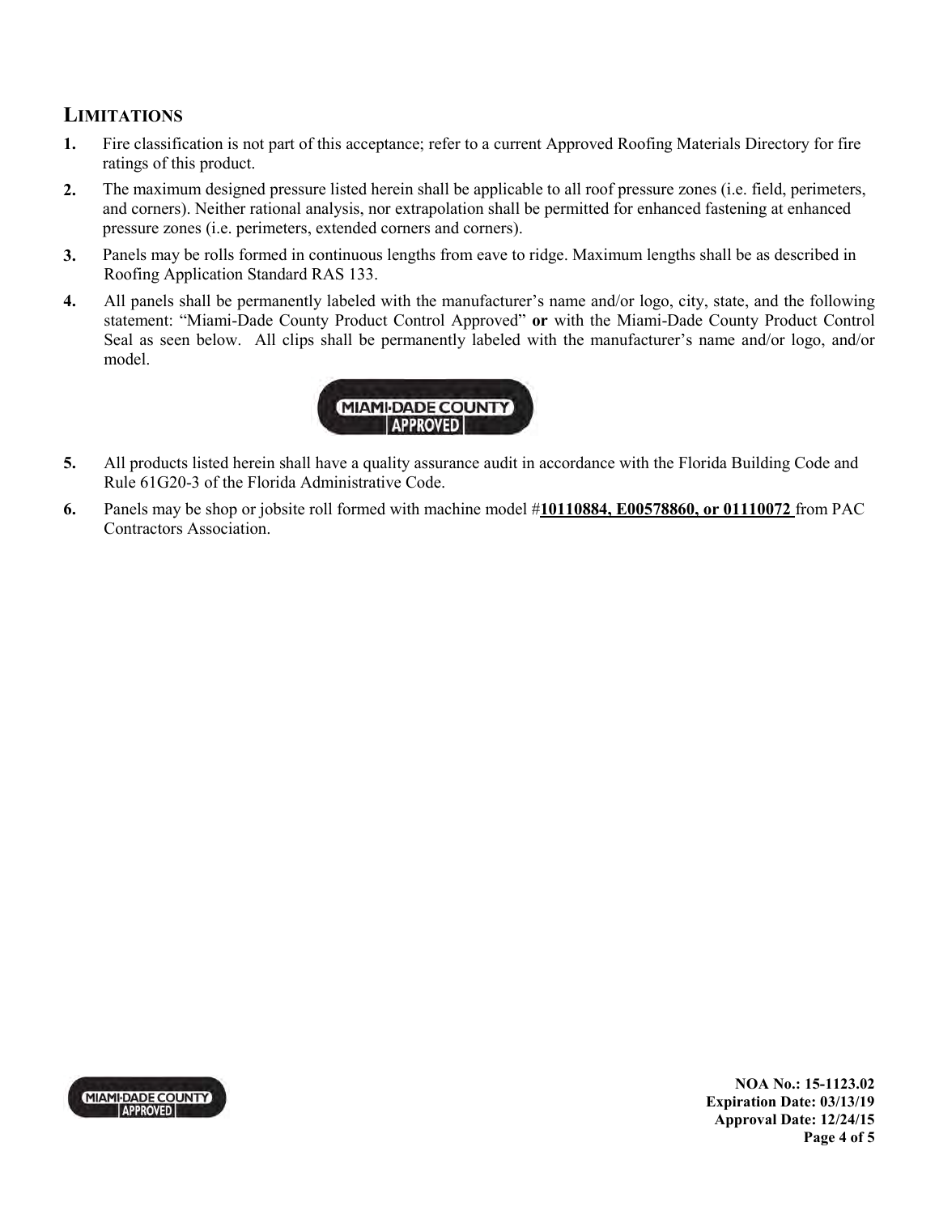## LIMITATIONS

1. Fire classification is not part of this acceptance; refer to a current Approved Roofing Materials Directory for fire ratings of this product.
2. The maximum designed pressure listed herein shall be applicable to all roof pressure zones (i.e. field, perimeters, and corners). Neither rational analysis, nor extrapolation shall be permitted for enhanced fastening at enhanced pressure zones (i.e. perimeters, extended corners and corners).
3. Panels may be rolls formed in continuous lengths from eave to ridge. Maximum lengths shall be as described in Roofing Application Standard RAS 133.
4. All panels shall be permanently labeled with the manufacturer's name and/or logo, city, state, and the following statement: "Miami-Dade County Product Control Approved" **or** with the Miami-Dade County Product Control Seal as seen below. All clips shall be permanently labeled with the manufacturer's name and/or logo, and/or model.

   MIAMI-DADE COUNTY APPROVED

5. All products listed herein shall have a quality assurance audit in accordance with the Florida Building Code and Rule 61G20-3 of the Florida Administrative Code.
6. Panels may be shop or jobsite roll formed with machine model #**10110884, E00578860, or 01110072** from PAC Contractors Association.

**NOA No.: 15-1123.02**
**Expiration Date: 03/13/19**
**Approval Date: 12/24/15**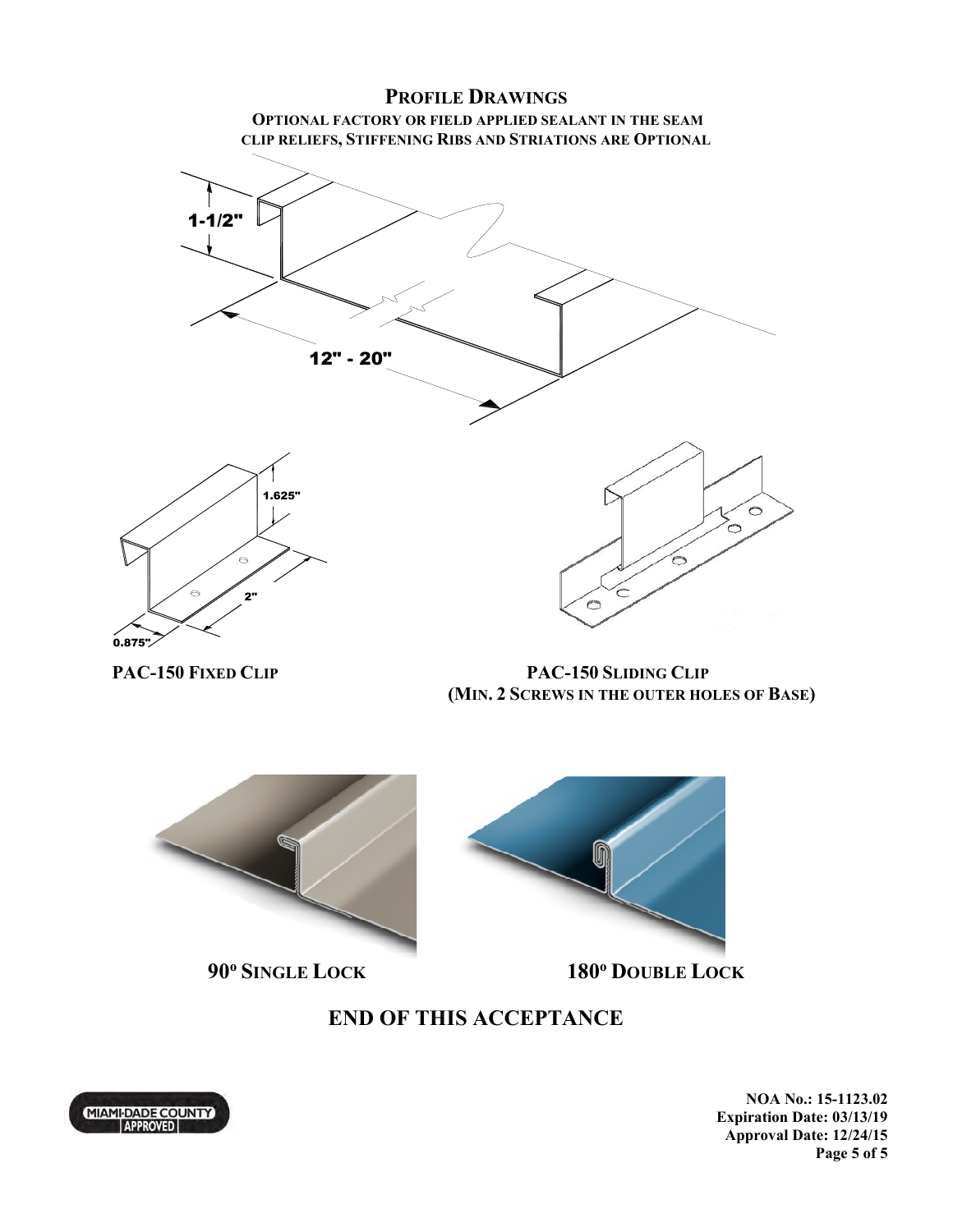## Profile Drawings

**Optional factory or field applied sealant in the seam**
**Clip reliefs, Stiffening Ribs and Striations are Optional**

1-1/2"

12" - 20"

1.625"

2"

0.875"

**PAC-150 Fixed Clip**

**PAC-150 Sliding Clip**
**(Min. 2 Screws in the outer holes of Base)**

**90º Single Lock**

**180º Double Lock**

## END OF THIS ACCEPTANCE

MIAMI-DADE COUNTY APPROVED

**NOA No.: 15-1123.02**
**Expiration Date: 03/13/19**
**Approval Date: 12/24/15**